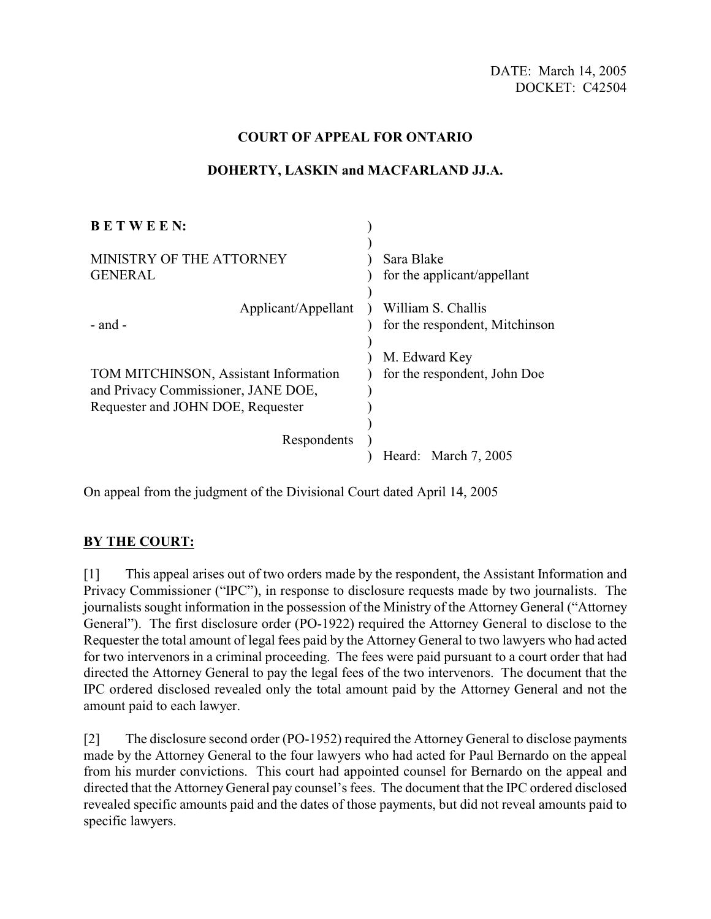DATE: March 14, 2005
DOCKET: C42504

**COURT OF APPEAL FOR ONTARIO**

**DOHERTY, LASKIN and MACFARLAND JJ.A.**

| | |
|---|---|
| **B E T W E E N:** | |
| MINISTRY OF THE ATTORNEY GENERAL | Sara Blake for the applicant/appellant |
| Applicant/Appellant | William S. Challis for the respondent, Mitchinson |
| - and - | |
| TOM MITCHINSON, Assistant Information and Privacy Commissioner, JANE DOE, Requester and JOHN DOE, Requester | M. Edward Key for the respondent, John Doe |
| Respondents | Heard: March 7, 2005 |

On appeal from the judgment of the Divisional Court dated April 14, 2005

**BY THE COURT:**

[1] This appeal arises out of two orders made by the respondent, the Assistant Information and Privacy Commissioner ("IPC"), in response to disclosure requests made by two journalists. The journalists sought information in the possession of the Ministry of the Attorney General ("Attorney General"). The first disclosure order (PO-1922) required the Attorney General to disclose to the Requester the total amount of legal fees paid by the Attorney General to two lawyers who had acted for two intervenors in a criminal proceeding. The fees were paid pursuant to a court order that had directed the Attorney General to pay the legal fees of the two intervenors. The document that the IPC ordered disclosed revealed only the total amount paid by the Attorney General and not the amount paid to each lawyer.

[2] The disclosure second order (PO-1952) required the Attorney General to disclose payments made by the Attorney General to the four lawyers who had acted for Paul Bernardo on the appeal from his murder convictions. This court had appointed counsel for Bernardo on the appeal and directed that the Attorney General pay counsel's fees. The document that the IPC ordered disclosed revealed specific amounts paid and the dates of those payments, but did not reveal amounts paid to specific lawyers.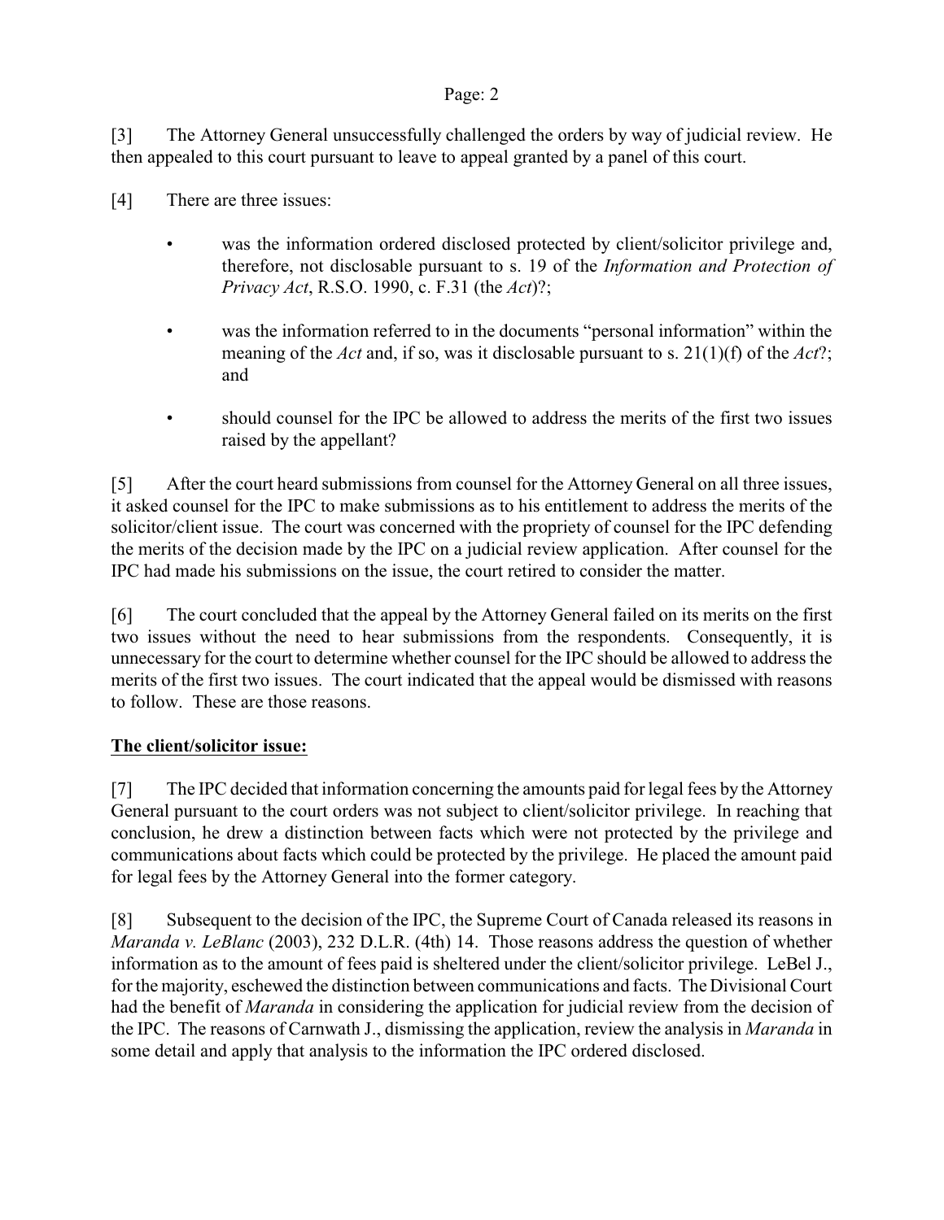[3] The Attorney General unsuccessfully challenged the orders by way of judicial review. He then appealed to this court pursuant to leave to appeal granted by a panel of this court.

[4] There are three issues:

- was the information ordered disclosed protected by client/solicitor privilege and, therefore, not disclosable pursuant to s. 19 of the *Information and Protection of Privacy Act*, R.S.O. 1990, c. F.31 (the *Act*)?;

- was the information referred to in the documents "personal information" within the meaning of the *Act* and, if so, was it disclosable pursuant to s. 21(1)(f) of the *Act*?; and

- should counsel for the IPC be allowed to address the merits of the first two issues raised by the appellant?

[5] After the court heard submissions from counsel for the Attorney General on all three issues, it asked counsel for the IPC to make submissions as to his entitlement to address the merits of the solicitor/client issue. The court was concerned with the propriety of counsel for the IPC defending the merits of the decision made by the IPC on a judicial review application. After counsel for the IPC had made his submissions on the issue, the court retired to consider the matter.

[6] The court concluded that the appeal by the Attorney General failed on its merits on the first two issues without the need to hear submissions from the respondents. Consequently, it is unnecessary for the court to determine whether counsel for the IPC should be allowed to address the merits of the first two issues. The court indicated that the appeal would be dismissed with reasons to follow. These are those reasons.

**<u>The client/solicitor issue:</u>**

[7] The IPC decided that information concerning the amounts paid for legal fees by the Attorney General pursuant to the court orders was not subject to client/solicitor privilege. In reaching that conclusion, he drew a distinction between facts which were not protected by the privilege and communications about facts which could be protected by the privilege. He placed the amount paid for legal fees by the Attorney General into the former category.

[8] Subsequent to the decision of the IPC, the Supreme Court of Canada released its reasons in *Maranda v. LeBlanc* (2003), 232 D.L.R. (4th) 14. Those reasons address the question of whether information as to the amount of fees paid is sheltered under the client/solicitor privilege. LeBel J., for the majority, eschewed the distinction between communications and facts. The Divisional Court had the benefit of *Maranda* in considering the application for judicial review from the decision of the IPC. The reasons of Carnwath J., dismissing the application, review the analysis in *Maranda* in some detail and apply that analysis to the information the IPC ordered disclosed.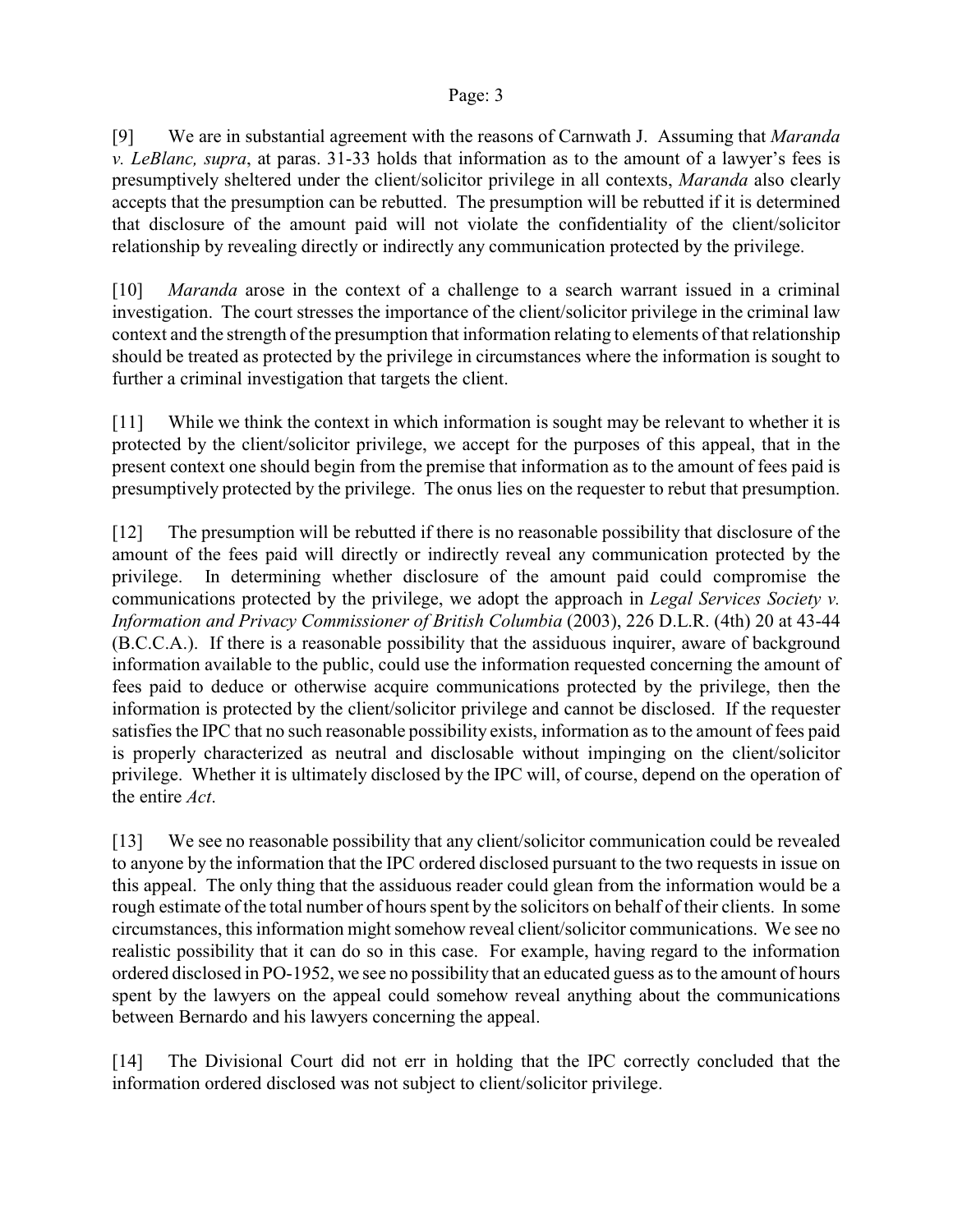[9] We are in substantial agreement with the reasons of Carnwath J. Assuming that *Maranda v. LeBlanc, supra*, at paras. 31-33 holds that information as to the amount of a lawyer's fees is presumptively sheltered under the client/solicitor privilege in all contexts, *Maranda* also clearly accepts that the presumption can be rebutted. The presumption will be rebutted if it is determined that disclosure of the amount paid will not violate the confidentiality of the client/solicitor relationship by revealing directly or indirectly any communication protected by the privilege.

[10] *Maranda* arose in the context of a challenge to a search warrant issued in a criminal investigation. The court stresses the importance of the client/solicitor privilege in the criminal law context and the strength of the presumption that information relating to elements of that relationship should be treated as protected by the privilege in circumstances where the information is sought to further a criminal investigation that targets the client.

[11] While we think the context in which information is sought may be relevant to whether it is protected by the client/solicitor privilege, we accept for the purposes of this appeal, that in the present context one should begin from the premise that information as to the amount of fees paid is presumptively protected by the privilege. The onus lies on the requester to rebut that presumption.

[12] The presumption will be rebutted if there is no reasonable possibility that disclosure of the amount of the fees paid will directly or indirectly reveal any communication protected by the privilege. In determining whether disclosure of the amount paid could compromise the communications protected by the privilege, we adopt the approach in *Legal Services Society v. Information and Privacy Commissioner of British Columbia* (2003), 226 D.L.R. (4th) 20 at 43-44 (B.C.C.A.). If there is a reasonable possibility that the assiduous inquirer, aware of background information available to the public, could use the information requested concerning the amount of fees paid to deduce or otherwise acquire communications protected by the privilege, then the information is protected by the client/solicitor privilege and cannot be disclosed. If the requester satisfies the IPC that no such reasonable possibility exists, information as to the amount of fees paid is properly characterized as neutral and disclosable without impinging on the client/solicitor privilege. Whether it is ultimately disclosed by the IPC will, of course, depend on the operation of the entire *Act*.

[13] We see no reasonable possibility that any client/solicitor communication could be revealed to anyone by the information that the IPC ordered disclosed pursuant to the two requests in issue on this appeal. The only thing that the assiduous reader could glean from the information would be a rough estimate of the total number of hours spent by the solicitors on behalf of their clients. In some circumstances, this information might somehow reveal client/solicitor communications. We see no realistic possibility that it can do so in this case. For example, having regard to the information ordered disclosed in PO-1952, we see no possibility that an educated guess as to the amount of hours spent by the lawyers on the appeal could somehow reveal anything about the communications between Bernardo and his lawyers concerning the appeal.

[14] The Divisional Court did not err in holding that the IPC correctly concluded that the information ordered disclosed was not subject to client/solicitor privilege.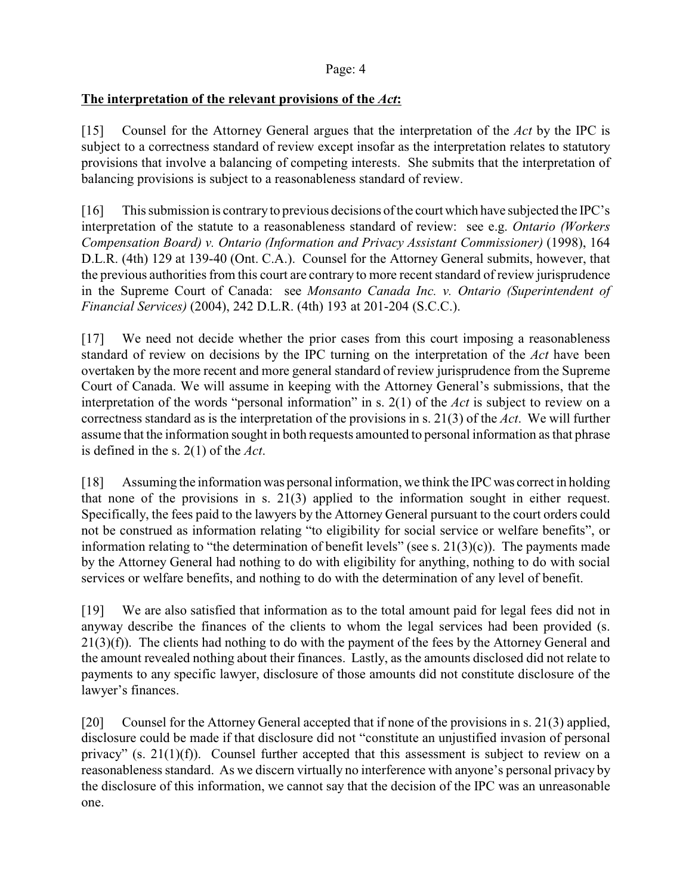**The interpretation of the relevant provisions of the *Act*:**

[15] Counsel for the Attorney General argues that the interpretation of the *Act* by the IPC is subject to a correctness standard of review except insofar as the interpretation relates to statutory provisions that involve a balancing of competing interests. She submits that the interpretation of balancing provisions is subject to a reasonableness standard of review.

[16] This submission is contrary to previous decisions of the court which have subjected the IPC's interpretation of the statute to a reasonableness standard of review: see e.g. *Ontario (Workers Compensation Board) v. Ontario (Information and Privacy Assistant Commissioner)* (1998), 164 D.L.R. (4th) 129 at 139-40 (Ont. C.A.). Counsel for the Attorney General submits, however, that the previous authorities from this court are contrary to more recent standard of review jurisprudence in the Supreme Court of Canada: see *Monsanto Canada Inc. v. Ontario (Superintendent of Financial Services)* (2004), 242 D.L.R. (4th) 193 at 201-204 (S.C.C.).

[17] We need not decide whether the prior cases from this court imposing a reasonableness standard of review on decisions by the IPC turning on the interpretation of the *Act* have been overtaken by the more recent and more general standard of review jurisprudence from the Supreme Court of Canada. We will assume in keeping with the Attorney General's submissions, that the interpretation of the words "personal information" in s. 2(1) of the *Act* is subject to review on a correctness standard as is the interpretation of the provisions in s. 21(3) of the *Act*. We will further assume that the information sought in both requests amounted to personal information as that phrase is defined in the s. 2(1) of the *Act*.

[18] Assuming the information was personal information, we think the IPC was correct in holding that none of the provisions in s. 21(3) applied to the information sought in either request. Specifically, the fees paid to the lawyers by the Attorney General pursuant to the court orders could not be construed as information relating "to eligibility for social service or welfare benefits", or information relating to "the determination of benefit levels" (see s. 21(3)(c)). The payments made by the Attorney General had nothing to do with eligibility for anything, nothing to do with social services or welfare benefits, and nothing to do with the determination of any level of benefit.

[19] We are also satisfied that information as to the total amount paid for legal fees did not in anyway describe the finances of the clients to whom the legal services had been provided (s. 21(3)(f)). The clients had nothing to do with the payment of the fees by the Attorney General and the amount revealed nothing about their finances. Lastly, as the amounts disclosed did not relate to payments to any specific lawyer, disclosure of those amounts did not constitute disclosure of the lawyer's finances.

[20] Counsel for the Attorney General accepted that if none of the provisions in s. 21(3) applied, disclosure could be made if that disclosure did not "constitute an unjustified invasion of personal privacy" (s. 21(1)(f)). Counsel further accepted that this assessment is subject to review on a reasonableness standard. As we discern virtually no interference with anyone's personal privacy by the disclosure of this information, we cannot say that the decision of the IPC was an unreasonable one.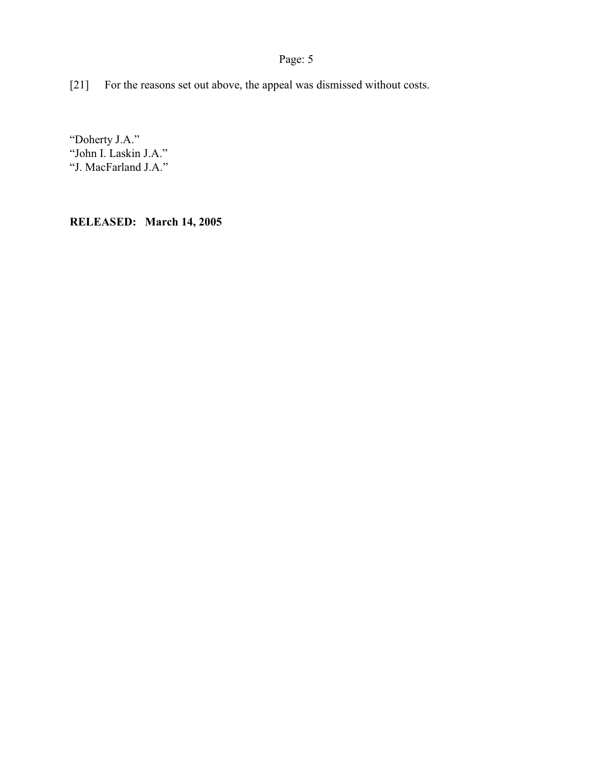[21] For the reasons set out above, the appeal was dismissed without costs.

"Doherty J.A."
"John I. Laskin J.A."
"J. MacFarland J.A."

**RELEASED: March 14, 2005**